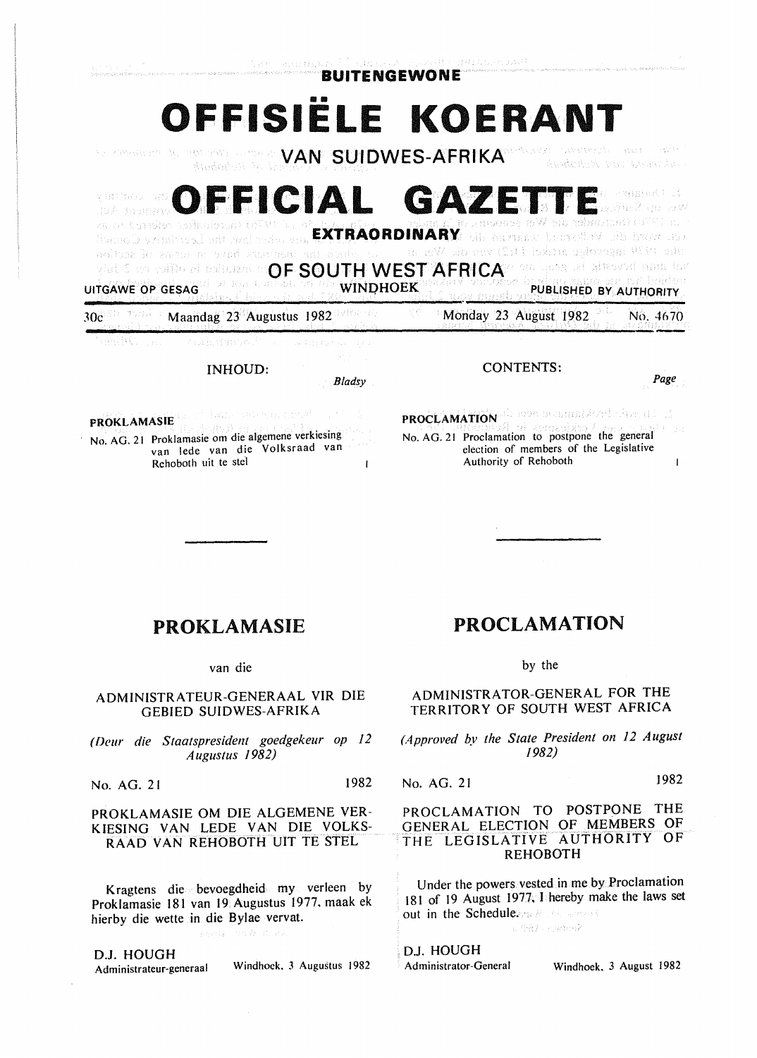**BUITENGEWONE**

# OFFISIËLE KOERANT

**VAN SUIDWES-AFRIKA**

# OFFICIAL GAZETTE

**EXTRAORDINARY**

**OF SOUTH WEST AFRICA**

UITGAWE OP GESAG — WINDHOEK — PUBLISHED BY AUTHORITY

30c — Maandag 23 Augustus 1982 — Monday 23 August 1982 — No. 4670

INHOUD: *Bladsy*

**PROKLAMASIE**

No. AG. 21 Proklamasie om die algemene verkiesing van lede van die Volksraad van Rehoboth uit te stel — 1

CONTENTS: *Page*

**PROCLAMATION**

No. AG. 21 Proclamation to postpone the general election of members of the Legislative Authority of Rehoboth — 1

## PROKLAMASIE

van die

ADMINISTRATEUR-GENERAAL VIR DIE GEBIED SUIDWES-AFRIKA

*(Deur die Staatspresident goedgekeur op 12 Augustus 1982)*

No. AG. 21 — 1982

PROKLAMASIE OM DIE ALGEMENE VERKIESING VAN LEDE VAN DIE VOLKSRAAD VAN REHOBOTH UIT TE STEL

Kragtens die bevoegdheid my verleen by Proklamasie 181 van 19 Augustus 1977, maak ek hierby die wette in die Bylae vervat.

D.J. HOUGH
Administrateur-generaal — Windhoek, 3 Augustus 1982

## PROCLAMATION

by the

ADMINISTRATOR-GENERAL FOR THE TERRITORY OF SOUTH WEST AFRICA

*(Approved by the State President on 12 August 1982)*

No. AG. 21 — 1982

PROCLAMATION TO POSTPONE THE GENERAL ELECTION OF MEMBERS OF THE LEGISLATIVE AUTHORITY OF REHOBOTH

Under the powers vested in me by Proclamation 181 of 19 August 1977, I hereby make the laws set out in the Schedule.

D.J. HOUGH
Administrator-General — Windhoek, 3 August 1982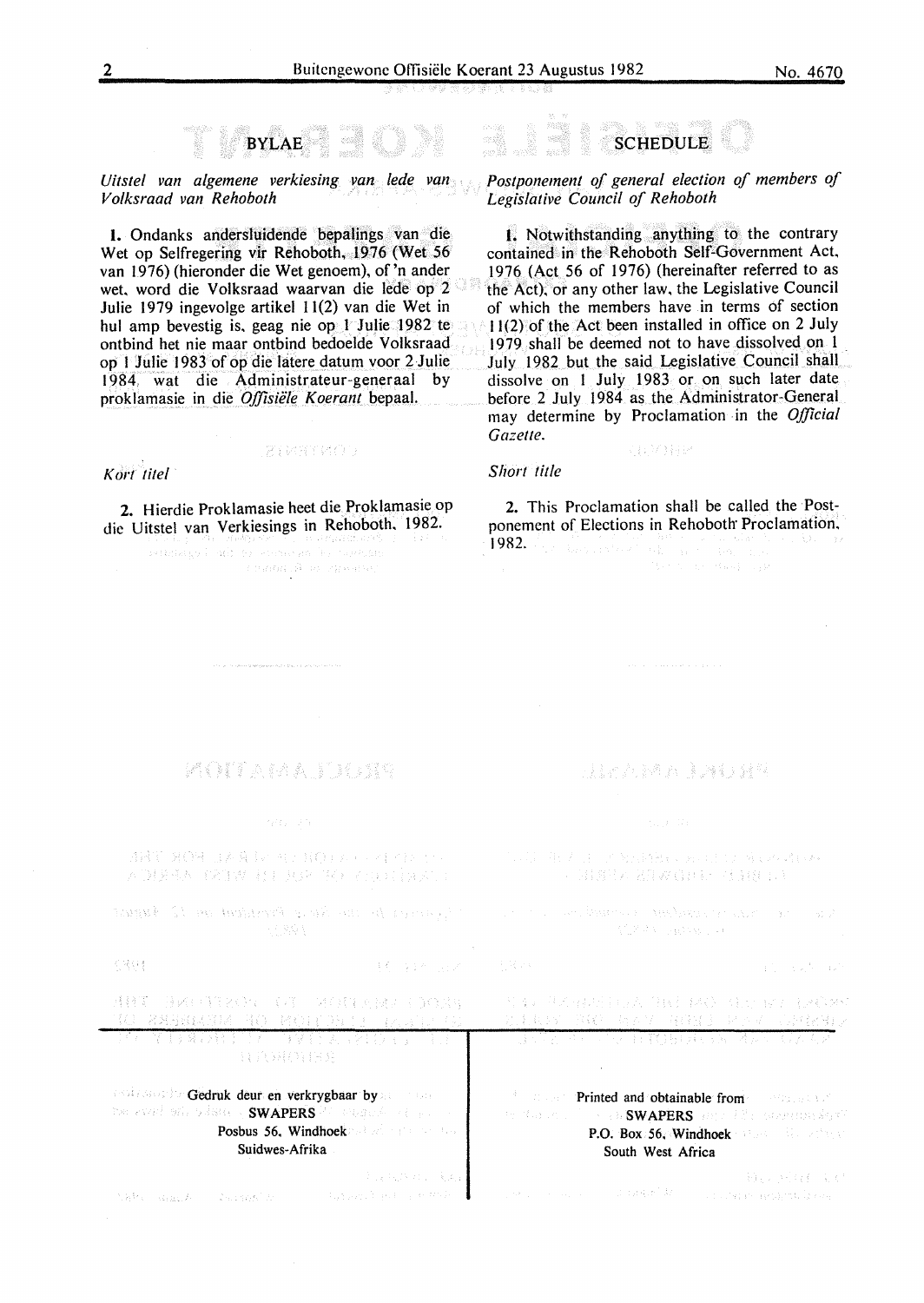## BYLAE

*Uitstel van algemene verkiesing van lede van Volksraad van Rehoboth*

**1.** Ondanks andersluidende bepalings van die Wet op Selfregering vir Rehoboth, 1976 (Wet 56 van 1976) (hieronder die Wet genoem), of 'n ander wet, word die Volksraad waarvan die lede op 2 Julie 1979 ingevolge artikel 11(2) van die Wet in hul amp bevestig is, geag nie op 1 Julie 1982 te ontbind het nie maar ontbind bedoelde Volksraad op 1 Julie 1983 of op die latere datum voor 2 Julie 1984 wat die Administrateur-generaal by proklamasie in die *Offisiële Koerant* bepaal.

*Kort titel*

**2.** Hierdie Proklamasie heet die Proklamasie op die Uitstel van Verkiesings in Rehoboth, 1982.

## SCHEDULE

*Postponement of general election of members of Legislative Council of Rehoboth*

**1.** Notwithstanding anything to the contrary contained in the Rehoboth Self-Government Act, 1976 (Act 56 of 1976) (hereinafter referred to as the Act), or any other law, the Legislative Council of which the members have in terms of section 11(2) of the Act been installed in office on 2 July 1979 shall be deemed not to have dissolved on 1 July 1982 but the said Legislative Council shall dissolve on 1 July 1983 or on such later date before 2 July 1984 as the Administrator-General may determine by Proclamation in the *Official Gazette*.

*Short title*

**2.** This Proclamation shall be called the Postponement of Elections in Rehoboth Proclamation, 1982.

---

Gedruk deur en verkrygbaar by
**SWAPERS**
Posbus 56, Windhoek
Suidwes-Afrika

Printed and obtainable from
**SWAPERS**
P.O. Box 56, Windhoek
South West Africa